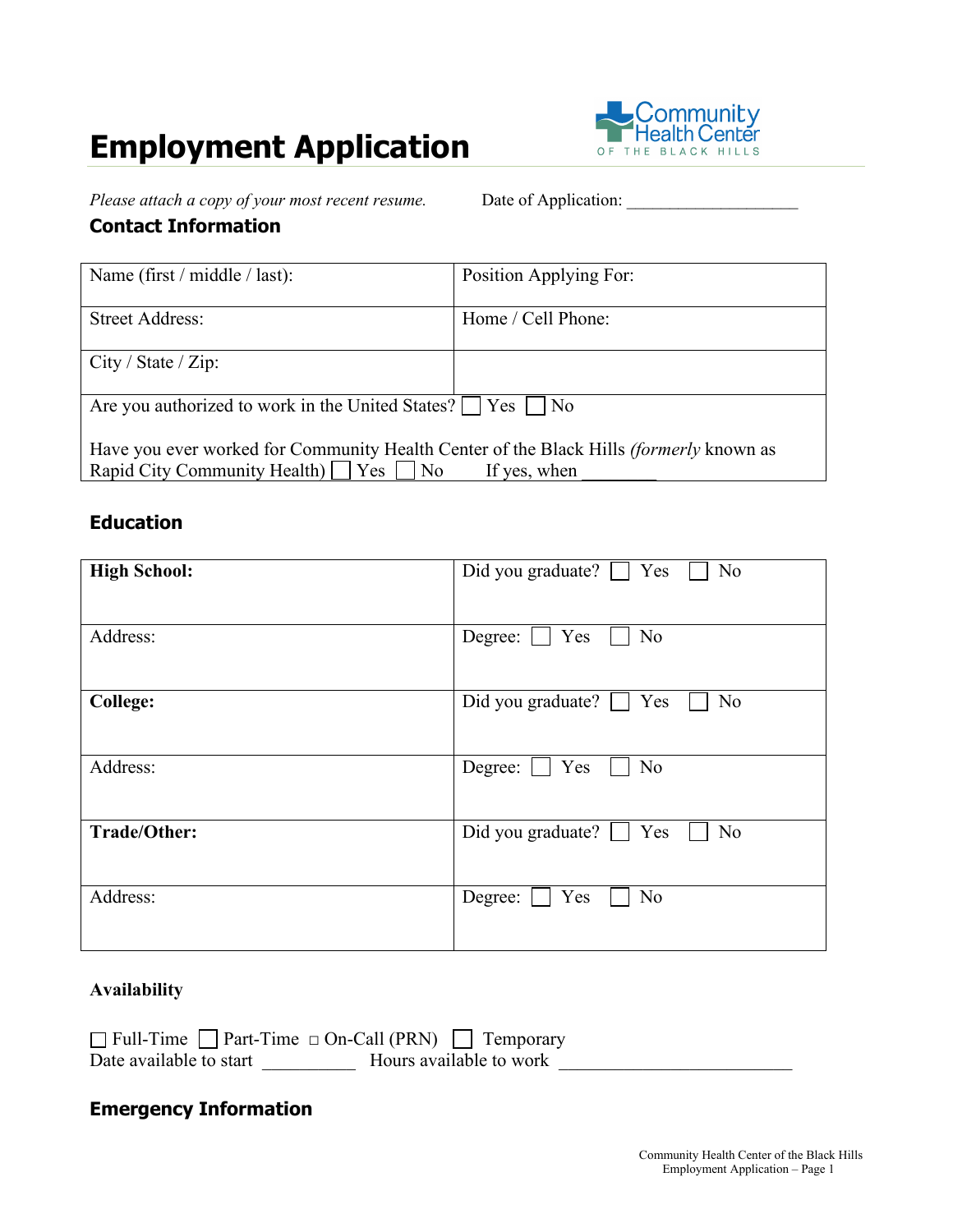# Employment Application

Community Health Center OF THE BLACK HILLS

*Please attach a copy of your most recent resume.* Date of Application: ____________________

## Contact Information

| Name (first / middle / last): | Position Applying For: |
|---|---|
| Street Address: | Home / Cell Phone: |
| City / State / Zip: | |
| Are you authorized to work in the United States? ☐ Yes ☐ No<br><br>Have you ever worked for Community Health Center of the Black Hills *(formerly* known as Rapid City Community Health) ☐ Yes ☐ No If yes, when ________ | |

## Education

| **High School:** | Did you graduate? ☐ Yes ☐ No |
|---|---|
| Address: | Degree: ☐ Yes ☐ No |
| **College:** | Did you graduate? ☐ Yes ☐ No |
| Address: | Degree: ☐ Yes ☐ No |
| **Trade/Other:** | Did you graduate? ☐ Yes ☐ No |
| Address: | Degree: ☐ Yes ☐ No |

## Availability

☐ Full-Time ☐ Part-Time ☐ On-Call (PRN) ☐ Temporary

Date available to start __________ Hours available to work _________________________

## Emergency Information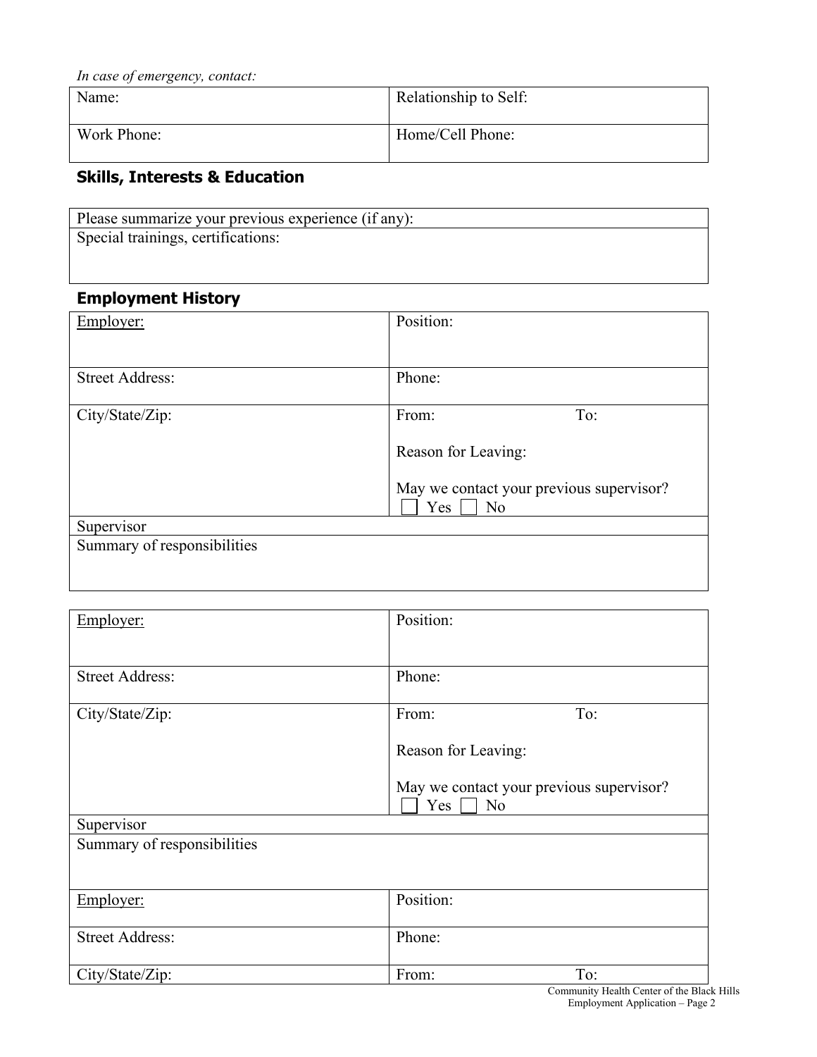*In case of emergency, contact:*

| Name: | Relationship to Self: |
| --- | --- |
| Work Phone: | Home/Cell Phone: |

## Skills, Interests & Education

| Please summarize your previous experience (if any): |
| --- |
| Special trainings, certifications: |

## Employment History

| Employer: | Position: |
| --- | --- |
| Street Address: | Phone: |
| City/State/Zip: | From: To:<br>Reason for Leaving:<br>May we contact your previous supervisor?<br>☐ Yes ☐ No |
| Supervisor | |
| Summary of responsibilities | |

| Employer: | Position: |
| --- | --- |
| Street Address: | Phone: |
| City/State/Zip: | From: To:<br>Reason for Leaving:<br>May we contact your previous supervisor?<br>☐ Yes ☐ No |
| Supervisor | |
| Summary of responsibilities | |
| Employer: | Position: |
| Street Address: | Phone: |
| City/State/Zip: | From: To: |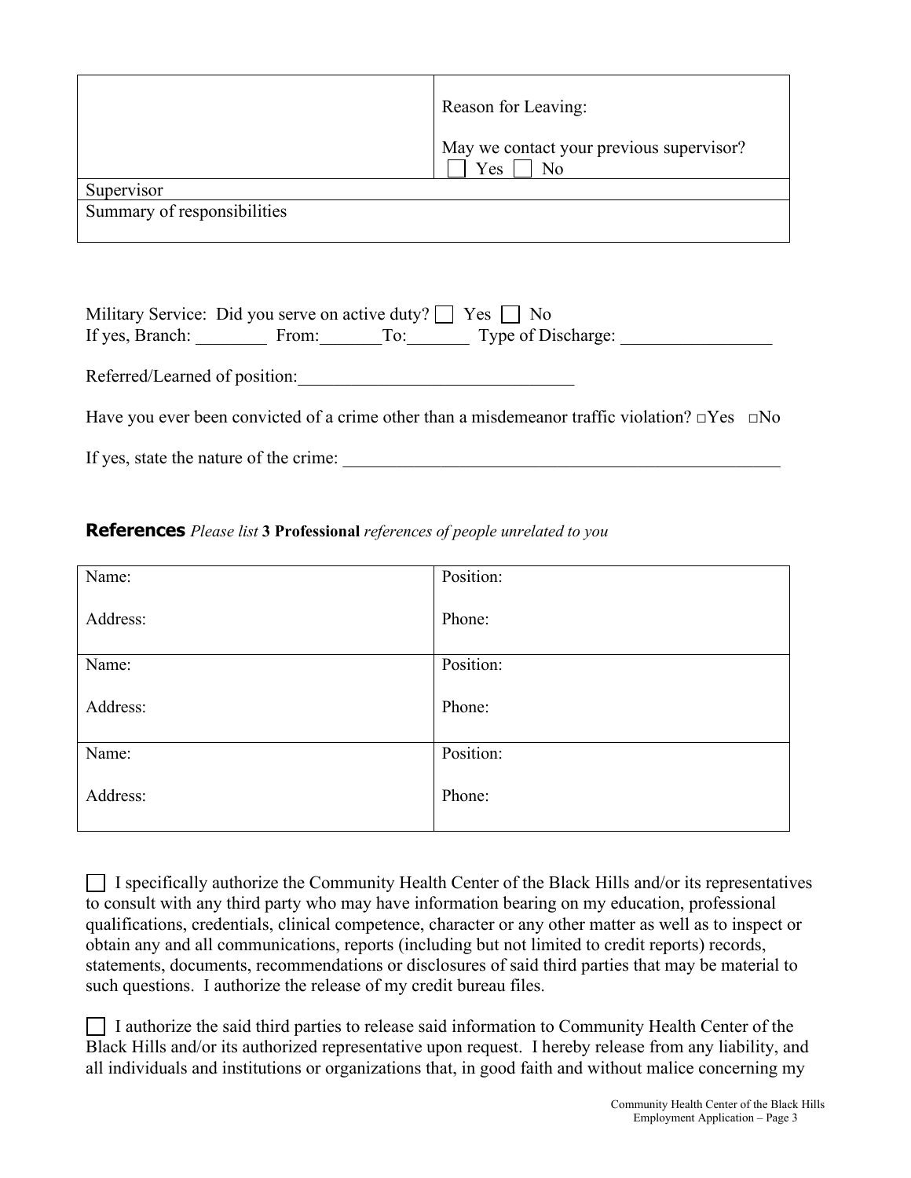| | Reason for Leaving:<br><br>May we contact your previous supervisor?<br>☐ Yes ☐ No |
|---|---|
| Supervisor | |
| Summary of responsibilities | |

Military Service: Did you serve on active duty? ☐ Yes ☐ No
If yes, Branch: ________ From:_______To:_______ Type of Discharge: _________________

Referred/Learned of position:_______________________________

Have you ever been convicted of a crime other than a misdemeanor traffic violation? □Yes □No

If yes, state the nature of the crime: ____________________________________________________

**References** *Please list* **3 Professional** *references of people unrelated to you*

| Name:<br><br>Address: | Position:<br><br>Phone: |
|---|---|
| Name:<br><br>Address: | Position:<br><br>Phone: |
| Name:<br><br>Address: | Position:<br><br>Phone: |

☐ I specifically authorize the Community Health Center of the Black Hills and/or its representatives to consult with any third party who may have information bearing on my education, professional qualifications, credentials, clinical competence, character or any other matter as well as to inspect or obtain any and all communications, reports (including but not limited to credit reports) records, statements, documents, recommendations or disclosures of said third parties that may be material to such questions. I authorize the release of my credit bureau files.

☐ I authorize the said third parties to release said information to Community Health Center of the Black Hills and/or its authorized representative upon request. I hereby release from any liability, and all individuals and institutions or organizations that, in good faith and without malice concerning my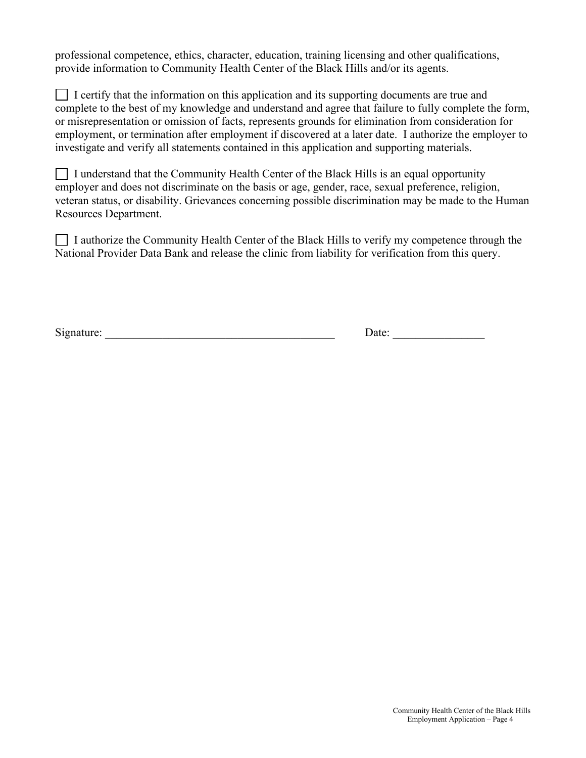professional competence, ethics, character, education, training licensing and other qualifications, provide information to Community Health Center of the Black Hills and/or its agents.

☐ I certify that the information on this application and its supporting documents are true and complete to the best of my knowledge and understand and agree that failure to fully complete the form, or misrepresentation or omission of facts, represents grounds for elimination from consideration for employment, or termination after employment if discovered at a later date. I authorize the employer to investigate and verify all statements contained in this application and supporting materials.

☐ I understand that the Community Health Center of the Black Hills is an equal opportunity employer and does not discriminate on the basis or age, gender, race, sexual preference, religion, veteran status, or disability. Grievances concerning possible discrimination may be made to the Human Resources Department.

☐ I authorize the Community Health Center of the Black Hills to verify my competence through the National Provider Data Bank and release the clinic from liability for verification from this query.

Signature: ________________________________________ Date: ________________